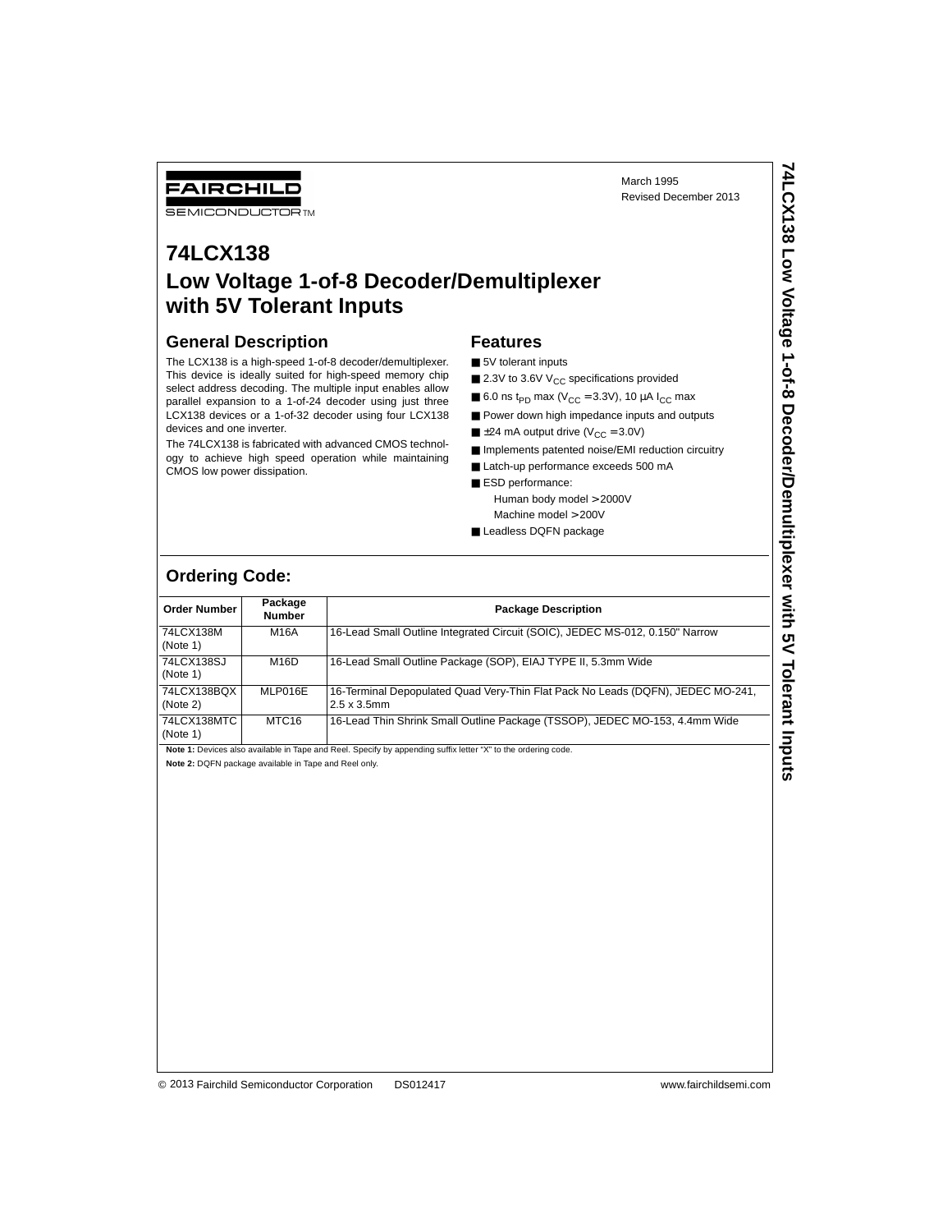FAIRCHILD SEMICONDUCTOR™

March 1995
Revised December 2013

# 74LCX138 Low Voltage 1-of-8 Decoder/Demultiplexer with 5V Tolerant Inputs

## General Description

The LCX138 is a high-speed 1-of-8 decoder/demultiplexer. This device is ideally suited for high-speed memory chip select address decoding. The multiple input enables allow parallel expansion to a 1-of-24 decoder using just three LCX138 devices or a 1-of-32 decoder using four LCX138 devices and one inverter.

The 74LCX138 is fabricated with advanced CMOS technology to achieve high speed operation while maintaining CMOS low power dissipation.

## Features

- 5V tolerant inputs
- 2.3V to 3.6V $V_{CC}$ specifications provided
- 6.0 ns $t_{PD}$ max ($V_{CC} = 3.3V$), 10 μA $I_{CC}$ max
- Power down high impedance inputs and outputs
- ±24 mA output drive ($V_{CC} = 3.0V$)
- Implements patented noise/EMI reduction circuitry
- Latch-up performance exceeds 500 mA
- ESD performance:
  - Human body model > 2000V
  - Machine model > 200V
- Leadless DQFN package

## Ordering Code:

| Order Number | Package Number | Package Description |
|---|---|---|
| 74LCX138M (Note 1) | M16A | 16-Lead Small Outline Integrated Circuit (SOIC), JEDEC MS-012, 0.150" Narrow |
| 74LCX138SJ (Note 1) | M16D | 16-Lead Small Outline Package (SOP), EIAJ TYPE II, 5.3mm Wide |
| 74LCX138BQX (Note 2) | MLP016E | 16-Terminal Depopulated Quad Very-Thin Flat Pack No Leads (DQFN), JEDEC MO-241, 2.5 x 3.5mm |
| 74LCX138MTC (Note 1) | MTC16 | 16-Lead Thin Shrink Small Outline Package (TSSOP), JEDEC MO-153, 4.4mm Wide |

**Note 1:** Devices also available in Tape and Reel. Specify by appending suffix letter "X" to the ordering code.

**Note 2:** DQFN package available in Tape and Reel only.

© 2013 Fairchild Semiconductor Corporation DS012417 www.fairchildsemi.com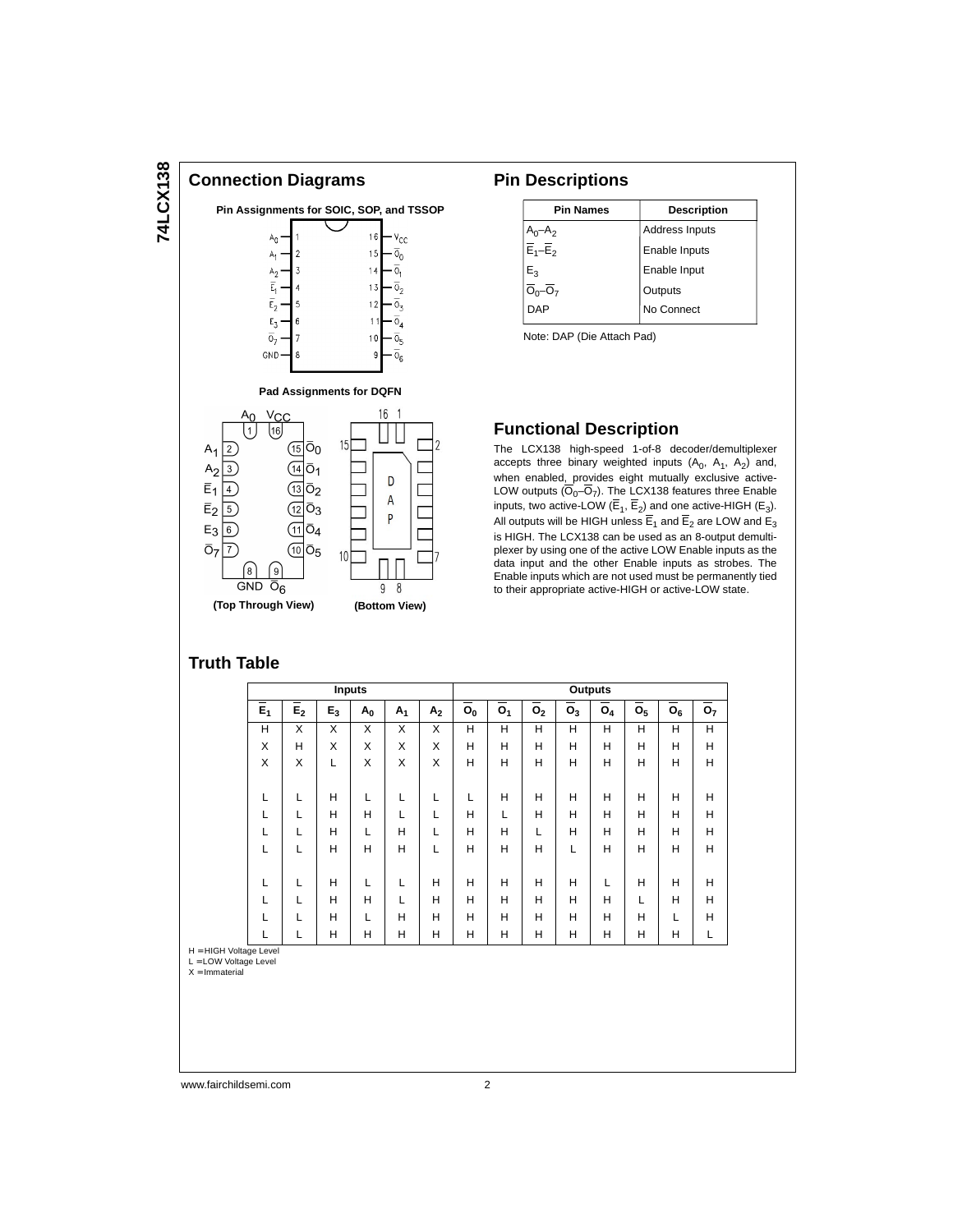## Connection Diagrams

**Pin Assignments for SOIC, SOP, and TSSOP**

**Pad Assignments for DQFN**

(Top Through View) (Bottom View)

## Pin Descriptions

| Pin Names | Description |
|---|---|
| $A_0$–$A_2$ | Address Inputs |
| $\overline{E}_1$–$\overline{E}_2$ | Enable Inputs |
| $E_3$ | Enable Input |
| $\overline{O}_0$–$\overline{O}_7$ | Outputs |
| DAP | No Connect |

Note: DAP (Die Attach Pad)

## Functional Description

The LCX138 high-speed 1-of-8 decoder/demultiplexer accepts three binary weighted inputs ($A_0$, $A_1$, $A_2$) and, when enabled, provides eight mutually exclusive active-LOW outputs ($\overline{O}_0$–$\overline{O}_7$). The LCX138 features three Enable inputs, two active-LOW ($\overline{E}_1$, $\overline{E}_2$) and one active-HIGH ($E_3$). All outputs will be HIGH unless $\overline{E}_1$ and $\overline{E}_2$ are LOW and $E_3$ is HIGH. The LCX138 can be used as an 8-output demultiplexer by using one of the active LOW Enable inputs as the data input and the other Enable inputs as strobes. The Enable inputs which are not used must be permanently tied to their appropriate active-HIGH or active-LOW state.

## Truth Table

| Inputs | | | | | | Outputs | | | | | | | |
|---|---|---|---|---|---|---|---|---|---|---|---|---|---|
| $\overline{E}_1$ | $\overline{E}_2$ | $E_3$ | $A_0$ | $A_1$ | $A_2$ | $\overline{O}_0$ | $\overline{O}_1$ | $\overline{O}_2$ | $\overline{O}_3$ | $\overline{O}_4$ | $\overline{O}_5$ | $\overline{O}_6$ | $\overline{O}_7$ |
| H | X | X | X | X | X | H | H | H | H | H | H | H | H |
| X | H | X | X | X | X | H | H | H | H | H | H | H | H |
| X | X | L | X | X | X | H | H | H | H | H | H | H | H |
| L | L | H | L | L | L | L | H | H | H | H | H | H | H |
| L | L | H | H | L | L | H | L | H | H | H | H | H | H |
| L | L | H | L | H | L | H | H | L | H | H | H | H | H |
| L | L | H | H | H | L | H | H | H | L | H | H | H | H |
| L | L | H | L | L | H | H | H | H | H | L | H | H | H |
| L | L | H | H | L | H | H | H | H | H | H | L | H | H |
| L | L | H | L | H | H | H | H | H | H | H | H | L | H |
| L | L | H | H | H | H | H | H | H | H | H | H | H | L |

H = HIGH Voltage Level
L = LOW Voltage Level
X = Immaterial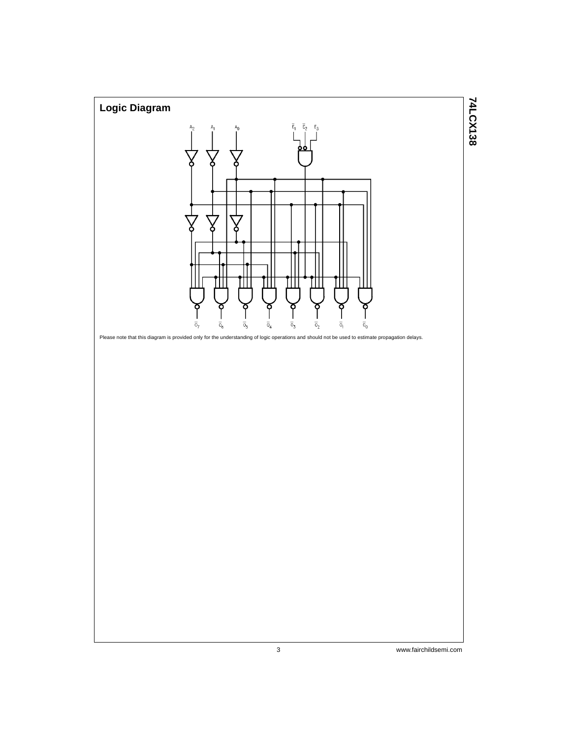## Logic Diagram

Please note that this diagram is provided only for the understanding of logic operations and should not be used to estimate propagation delays.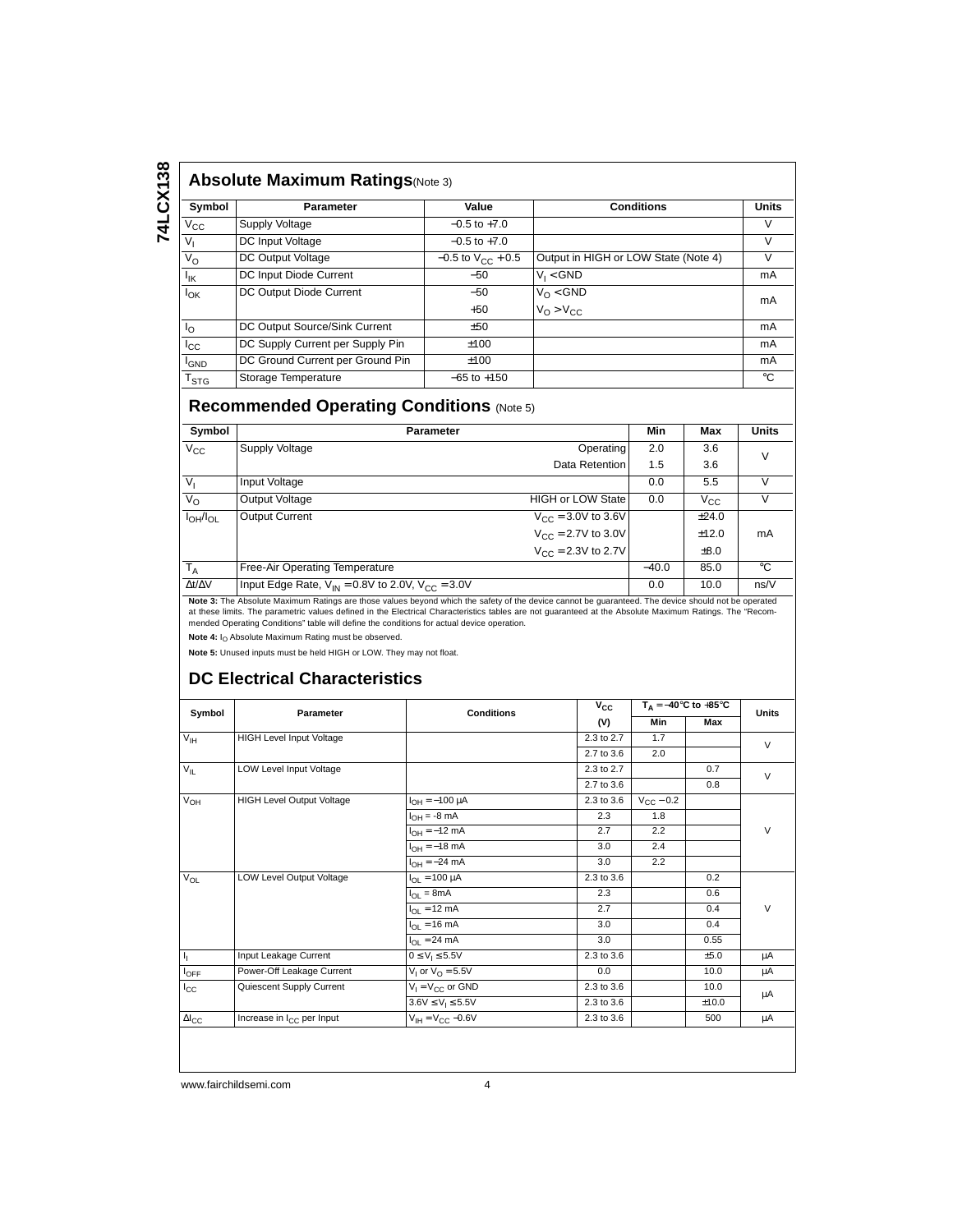## Absolute Maximum Ratings (Note 3)

| Symbol | Parameter | Value | Conditions | Units |
|---|---|---|---|---|
| $V_{CC}$ | Supply Voltage | −0.5 to +7.0 | | V |
| $V_I$ | DC Input Voltage | −0.5 to +7.0 | | V |
| $V_O$ | DC Output Voltage | −0.5 to $V_{CC}$ + 0.5 | Output in HIGH or LOW State (Note 4) | V |
| $I_{IK}$ | DC Input Diode Current | −50 | $V_I$ < GND | mA |
| $I_{OK}$ | DC Output Diode Current | −50 | $V_O$ < GND | mA |
| | | +50 | $V_O$ > $V_{CC}$ | |
| $I_O$ | DC Output Source/Sink Current | ±50 | | mA |
| $I_{CC}$ | DC Supply Current per Supply Pin | ±100 | | mA |
| $I_{GND}$ | DC Ground Current per Ground Pin | ±100 | | mA |
| $T_{STG}$ | Storage Temperature | −65 to +150 | | °C |

## Recommended Operating Conditions (Note 5)

| Symbol | Parameter | | Min | Max | Units |
|---|---|---|---|---|---|
| $V_{CC}$ | Supply Voltage | Operating | 2.0 | 3.6 | V |
| | | Data Retention | 1.5 | 3.6 | |
| $V_I$ | Input Voltage | | 0.0 | 5.5 | V |
| $V_O$ | Output Voltage | HIGH or LOW State | 0.0 | $V_{CC}$ | V |
| $I_{OH}/I_{OL}$ | Output Current | $V_{CC}$ = 3.0V to 3.6V | | ±24.0 | mA |
| | | $V_{CC}$ = 2.7V to 3.0V | | ±12.0 | |
| | | $V_{CC}$ = 2.3V to 2.7V | | ±8.0 | |
| $T_A$ | Free-Air Operating Temperature | | −40.0 | 85.0 | °C |
| $\Delta t/\Delta V$ | Input Edge Rate, $V_{IN}$ = 0.8V to 2.0V, $V_{CC}$ = 3.0V | | 0.0 | 10.0 | ns/V |

**Note 3:** The Absolute Maximum Ratings are those values beyond which the safety of the device cannot be guaranteed. The device should not be operated at these limits. The parametric values defined in the Electrical Characteristics tables are not guaranteed at the Absolute Maximum Ratings. The "Recommended Operating Conditions" table will define the conditions for actual device operation.

**Note 4:** $I_O$ Absolute Maximum Rating must be observed.

**Note 5:** Unused inputs must be held HIGH or LOW. They may not float.

## DC Electrical Characteristics

| Symbol | Parameter | Conditions | $V_{CC}$ (V) | $T_A$ = −40°C to +85°C Min | Max | Units |
|---|---|---|---|---|---|---|
| $V_{IH}$ | HIGH Level Input Voltage | | 2.3 to 2.7 | 1.7 | | V |
| | | | 2.7 to 3.6 | 2.0 | | |
| $V_{IL}$ | LOW Level Input Voltage | | 2.3 to 2.7 | | 0.7 | V |
| | | | 2.7 to 3.6 | | 0.8 | |
| $V_{OH}$ | HIGH Level Output Voltage | $I_{OH}$ = −100 μA | 2.3 to 3.6 | $V_{CC}$ − 0.2 | | V |
| | | $I_{OH}$ = -8 mA | 2.3 | 1.8 | | |
| | | $I_{OH}$ = −12 mA | 2.7 | 2.2 | | |
| | | $I_{OH}$ = −18 mA | 3.0 | 2.4 | | |
| | | $I_{OH}$ = −24 mA | 3.0 | 2.2 | | |
| $V_{OL}$ | LOW Level Output Voltage | $I_{OL}$ = 100 μA | 2.3 to 3.6 | | 0.2 | V |
| | | $I_{OL}$ = 8mA | 2.3 | | 0.6 | |
| | | $I_{OL}$ = 12 mA | 2.7 | | 0.4 | |
| | | $I_{OL}$ = 16 mA | 3.0 | | 0.4 | |
| | | $I_{OL}$ = 24 mA | 3.0 | | 0.55 | |
| $I_I$ | Input Leakage Current | 0 ≤ $V_I$ ≤ 5.5V | 2.3 to 3.6 | | ±5.0 | μA |
| $I_{OFF}$ | Power-Off Leakage Current | $V_I$ or $V_O$ = 5.5V | 0.0 | | 10.0 | μA |
| $I_{CC}$ | Quiescent Supply Current | $V_I$ = $V_{CC}$ or GND | 2.3 to 3.6 | | 10.0 | μA |
| | | 3.6V ≤ $V_I$ ≤ 5.5V | 2.3 to 3.6 | | ±10.0 | |
| $\Delta I_{CC}$ | Increase in $I_{CC}$ per Input | $V_{IH}$ = $V_{CC}$ −0.6V | 2.3 to 3.6 | | 500 | μA |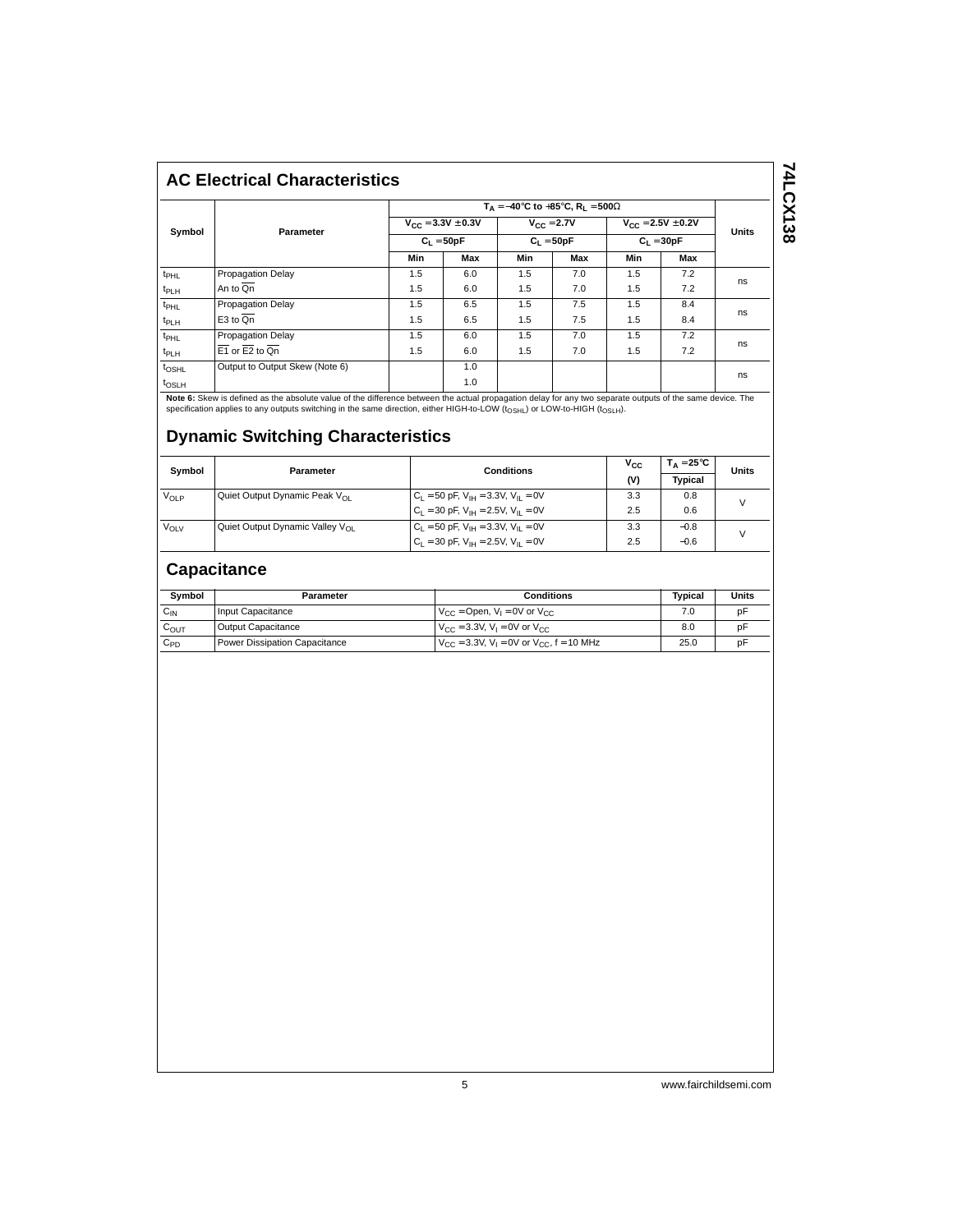## AC Electrical Characteristics

| Symbol | Parameter | $T_A = -40°C$ to $+85°C$, $R_L = 500\Omega$ | | | | | | Units |
|---|---|---|---|---|---|---|---|---|
| | | $V_{CC} = 3.3V \pm 0.3V$ | | $V_{CC} = 2.7V$ | | $V_{CC} = 2.5V \pm 0.2V$ | | |
| | | $C_L = 50pF$ | | $C_L = 50pF$ | | $C_L = 30pF$ | | |
| | | Min | Max | Min | Max | Min | Max | |
| $t_{PHL}$ | Propagation Delay | 1.5 | 6.0 | 1.5 | 7.0 | 1.5 | 7.2 | ns |
| $t_{PLH}$ | An to $\overline{Qn}$ | 1.5 | 6.0 | 1.5 | 7.0 | 1.5 | 7.2 | |
| $t_{PHL}$ | Propagation Delay | 1.5 | 6.5 | 1.5 | 7.5 | 1.5 | 8.4 | ns |
| $t_{PLH}$ | E3 to $\overline{Qn}$ | 1.5 | 6.5 | 1.5 | 7.5 | 1.5 | 8.4 | |
| $t_{PHL}$ | Propagation Delay | 1.5 | 6.0 | 1.5 | 7.0 | 1.5 | 7.2 | ns |
| $t_{PLH}$ | $\overline{E1}$ or $\overline{E2}$ to $\overline{Qn}$ | 1.5 | 6.0 | 1.5 | 7.0 | 1.5 | 7.2 | |
| $t_{OSHL}$ | Output to Output Skew (Note 6) | | 1.0 | | | | | ns |
| $t_{OSLH}$ | | | 1.0 | | | | | |

**Note 6:** Skew is defined as the absolute value of the difference between the actual propagation delay for any two separate outputs of the same device. The specification applies to any outputs switching in the same direction, either HIGH-to-LOW ($t_{OSHL}$) or LOW-to-HIGH ($t_{OSLH}$).

## Dynamic Switching Characteristics

| Symbol | Parameter | Conditions | $V_{CC}$ (V) | $T_A = 25°C$ Typical | Units |
|---|---|---|---|---|---|
| $V_{OLP}$ | Quiet Output Dynamic Peak $V_{OL}$ | $C_L = 50$ pF, $V_{IH} = 3.3V$, $V_{IL} = 0V$ | 3.3 | 0.8 | V |
| | | $C_L = 30$ pF, $V_{IH} = 2.5V$, $V_{IL} = 0V$ | 2.5 | 0.6 | |
| $V_{OLV}$ | Quiet Output Dynamic Valley $V_{OL}$ | $C_L = 50$ pF, $V_{IH} = 3.3V$, $V_{IL} = 0V$ | 3.3 | −0.8 | V |
| | | $C_L = 30$ pF, $V_{IH} = 2.5V$, $V_{IL} = 0V$ | 2.5 | −0.6 | |

## Capacitance

| Symbol | Parameter | Conditions | Typical | Units |
|---|---|---|---|---|
| $C_{IN}$ | Input Capacitance | $V_{CC}$ = Open, $V_I = 0V$ or $V_{CC}$ | 7.0 | pF |
| $C_{OUT}$ | Output Capacitance | $V_{CC} = 3.3V$, $V_I = 0V$ or $V_{CC}$ | 8.0 | pF |
| $C_{PD}$ | Power Dissipation Capacitance | $V_{CC} = 3.3V$, $V_I = 0V$ or $V_{CC}$, f = 10 MHz | 25.0 | pF |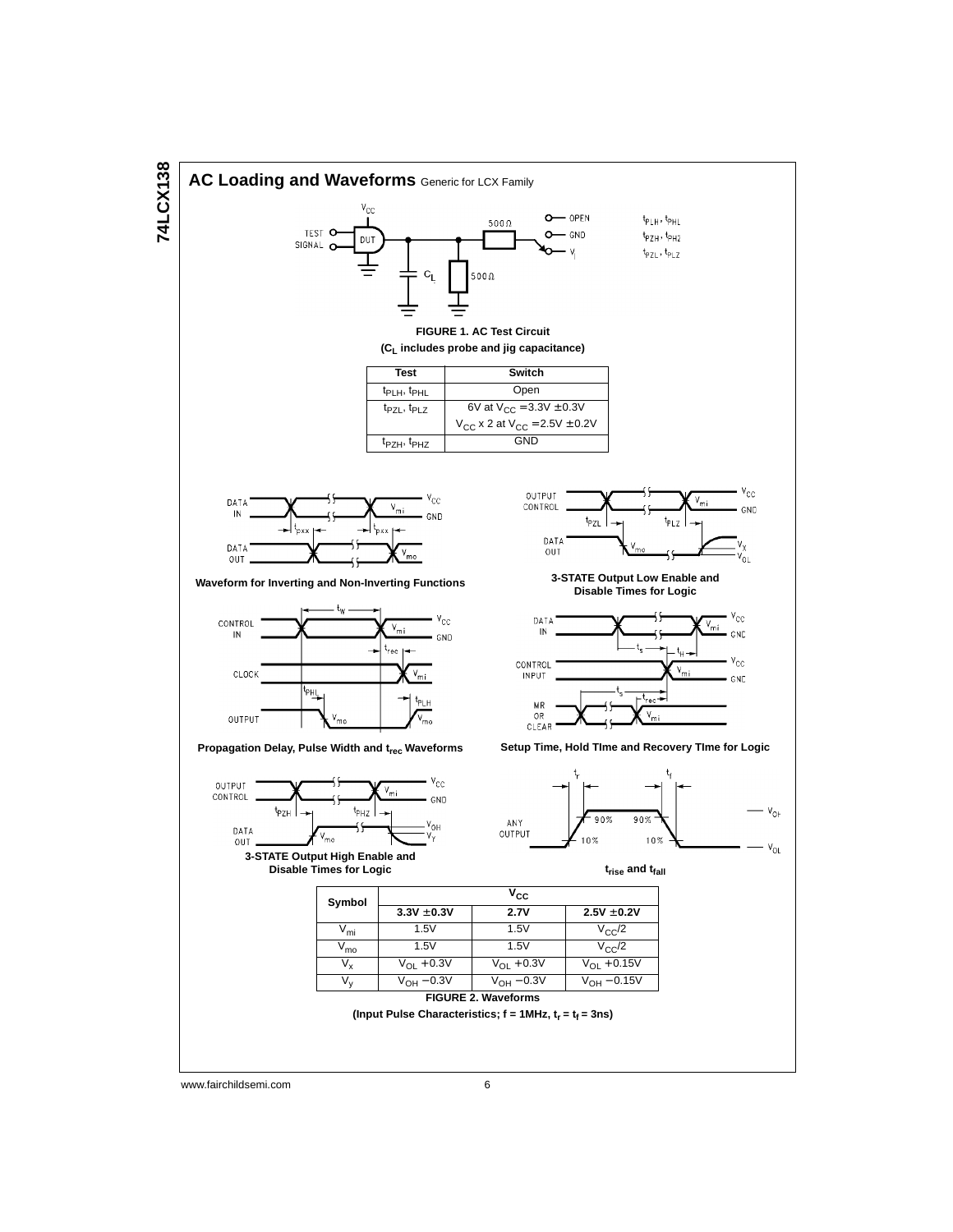## AC Loading and Waveforms Generic for LCX Family

**FIGURE 1. AC Test Circuit**
**($C_L$ includes probe and jig capacitance)**

| Test | Switch |
|---|---|
| $t_{PLH}$, $t_{PHL}$ | Open |
| $t_{PZL}$, $t_{PLZ}$ | 6V at $V_{CC}$ = 3.3V ± 0.3V<br>$V_{CC}$ x 2 at $V_{CC}$ = 2.5V ± 0.2V |
| $t_{PZH}$, $t_{PHZ}$ | GND |

**Waveform for Inverting and Non-Inverting Functions**

**3-STATE Output Low Enable and Disable Times for Logic**

**Propagation Delay, Pulse Width and $t_{rec}$ Waveforms**

**Setup Time, Hold TIme and Recovery TIme for Logic**

**3-STATE Output High Enable and Disable Times for Logic**

**$t_{rise}$ and $t_{fall}$**

| Symbol | $V_{CC}$ | | |
|---|---|---|---|
| | **3.3V ± 0.3V** | **2.7V** | **2.5V ± 0.2V** |
| $V_{mi}$ | 1.5V | 1.5V | $V_{CC}/2$ |
| $V_{mo}$ | 1.5V | 1.5V | $V_{CC}/2$ |
| $V_x$ | $V_{OL}$ + 0.3V | $V_{OL}$ + 0.3V | $V_{OL}$ + 0.15V |
| $V_y$ | $V_{OH}$ − 0.3V | $V_{OH}$ − 0.3V | $V_{OH}$ − 0.15V |

**FIGURE 2. Waveforms**
**(Input Pulse Characteristics; f = 1MHz, $t_r$ = $t_f$ = 3ns)**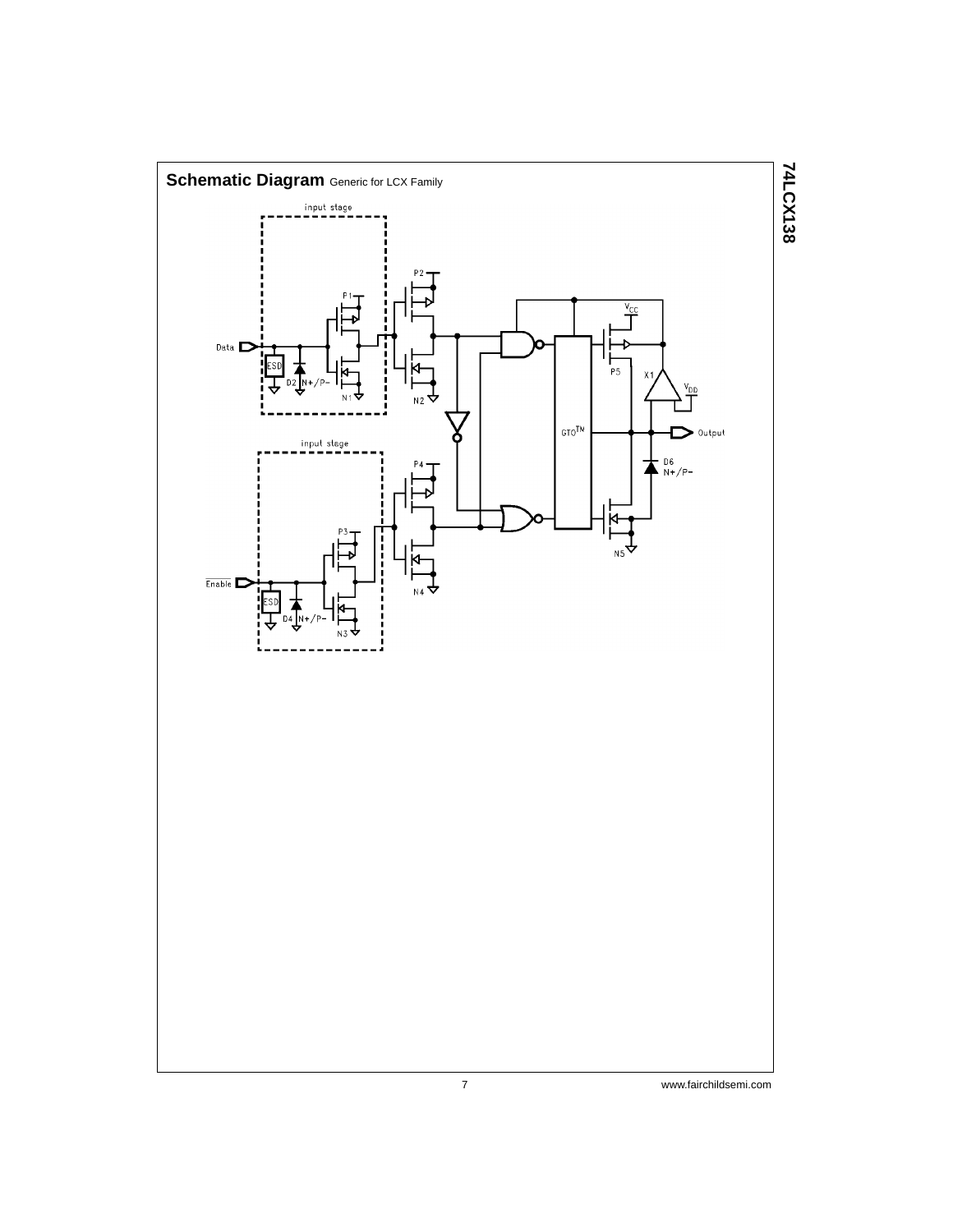## Schematic Diagram Generic for LCX Family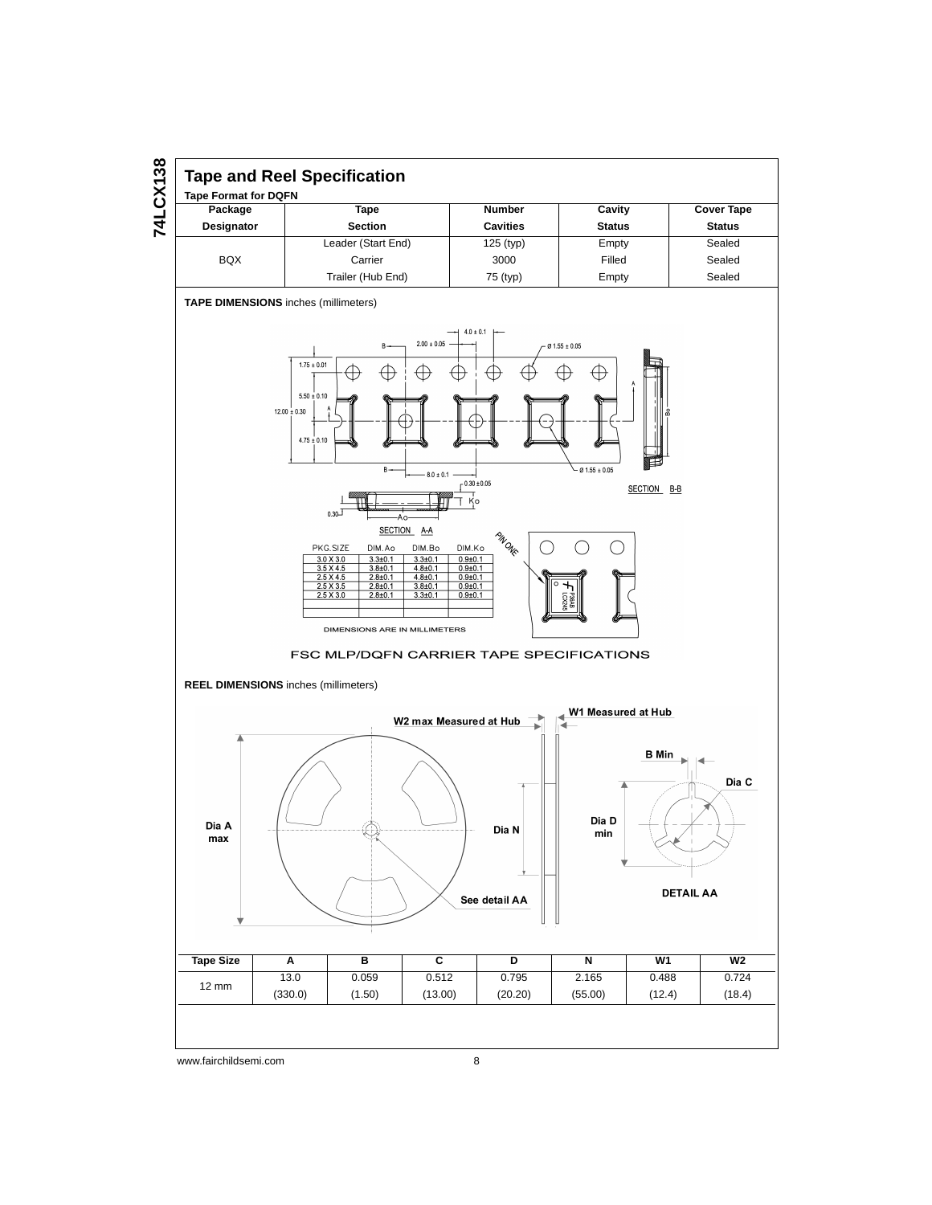## Tape and Reel Specification

**Tape Format for DQFN**

| Package Designator | Tape Section | Number Cavities | Cavity Status | Cover Tape Status |
|---|---|---|---|---|
| BQX | Leader (Start End) | 125 (typ) | Empty | Sealed |
| | Carrier | 3000 | Filled | Sealed |
| | Trailer (Hub End) | 75 (typ) | Empty | Sealed |

**TAPE DIMENSIONS** inches (millimeters)

| PKG.SIZE | DIM.Ao | DIM.Bo | DIM.Ko |
|---|---|---|---|
| 3.0 X 3.0 | 3.3±0.1 | 3.3±0.1 | 0.9±0.1 |
| 3.5 X 4.5 | 3.8±0.1 | 4.8±0.1 | 0.9±0.1 |
| 2.5 X 4.5 | 2.8±0.1 | 4.8±0.1 | 0.9±0.1 |
| 2.5 X 3.5 | 2.8±0.1 | 3.8±0.1 | 0.9±0.1 |
| 2.5 X 3.0 | 2.8±0.1 | 3.3±0.1 | 0.9±0.1 |

DIMENSIONS ARE IN MILLIMETERS

FSC MLP/DQFN CARRIER TAPE SPECIFICATIONS

**REEL DIMENSIONS** inches (millimeters)

| Tape Size | A | B | C | D | N | W1 | W2 |
|---|---|---|---|---|---|---|---|
| 12 mm | 13.0 (330.0) | 0.059 (1.50) | 0.512 (13.00) | 0.795 (20.20) | 2.165 (55.00) | 0.488 (12.4) | 0.724 (18.4) |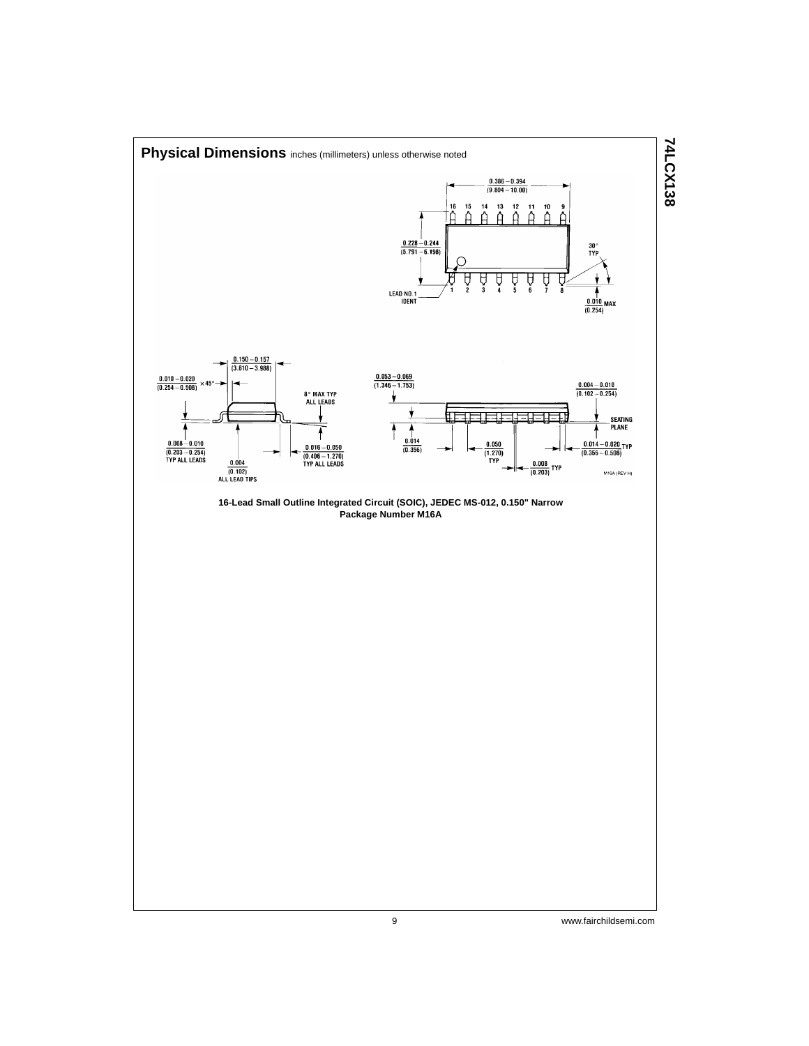## Physical Dimensions inches (millimeters) unless otherwise noted

16-Lead Small Outline Integrated Circuit (SOIC), JEDEC MS-012, 0.150" Narrow
Package Number M16A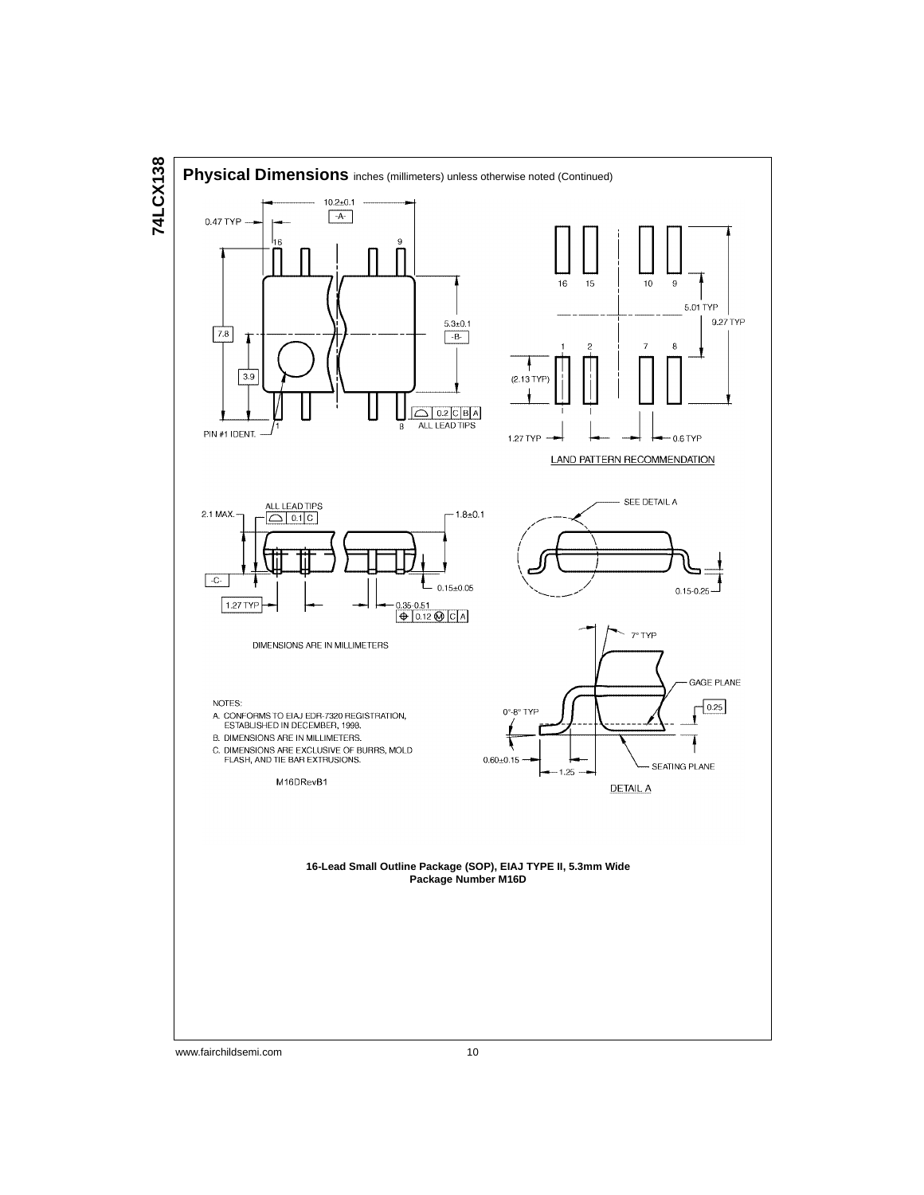## Physical Dimensions inches (millimeters) unless otherwise noted (Continued)

10.2±0.1

-A-

0.47 TYP

16 9

7.8

3.9

5.3±0.1

-B-

PIN #1 IDENT. 1 8

0.2 C B A

ALL LEAD TIPS

16 15 10 9

1 2 7 8

5.01 TYP

9.27 TYP

(2.13 TYP)

1.27 TYP

0.6 TYP

LAND PATTERN RECOMMENDATION

2.1 MAX.

ALL LEAD TIPS

0.1 C

1.8±0.1

-C-

0.15±0.05

1.27 TYP

0.35-0.51

0.12 Ⓜ C A

DIMENSIONS ARE IN MILLIMETERS

SEE DETAIL A

0.15-0.25

7° TYP

GAGE PLANE

0.25

0°-8° TYP

0.60±0.15

1.25

SEATING PLANE

DETAIL A

NOTES:

A. CONFORMS TO EIAJ EDR-7320 REGISTRATION, ESTABLISHED IN DECEMBER, 1998.

B. DIMENSIONS ARE IN MILLIMETERS.

C. DIMENSIONS ARE EXCLUSIVE OF BURRS, MOLD FLASH, AND TIE BAR EXTRUSIONS.

M16DRevB1

**16-Lead Small Outline Package (SOP), EIAJ TYPE II, 5.3mm Wide**
**Package Number M16D**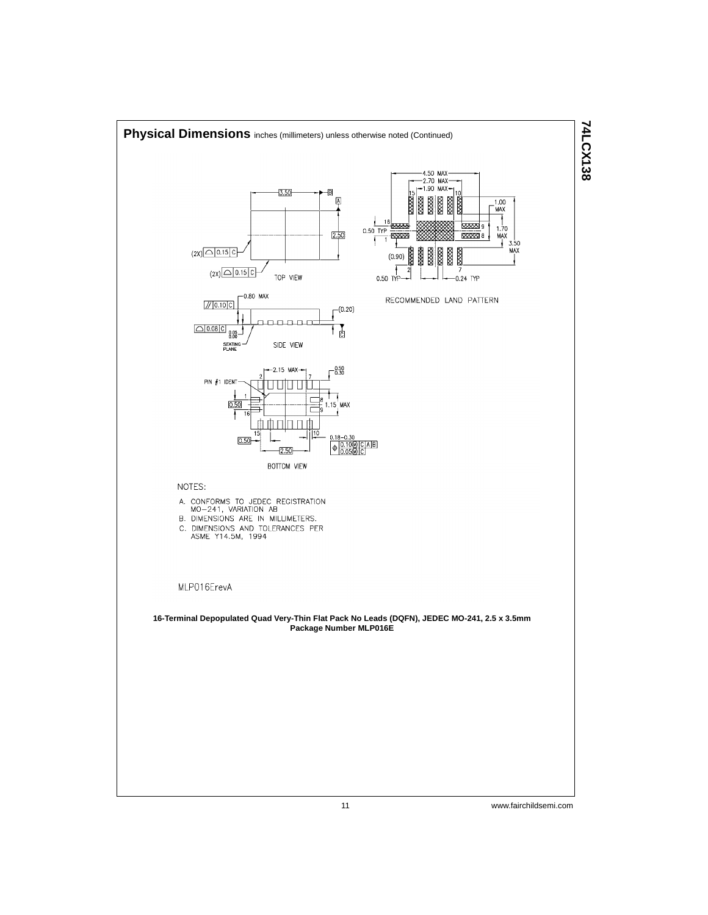## Physical Dimensions inches (millimeters) unless otherwise noted (Continued)

TOP VIEW

RECOMMENDED LAND PATTERN

SIDE VIEW

BOTTOM VIEW

NOTES:

A. CONFORMS TO JEDEC REGISTRATION MO-241, VARIATION AB
B. DIMENSIONS ARE IN MILLIMETERS.
C. DIMENSIONS AND TOLERANCES PER ASME Y14.5M, 1994

MLP016ErevA

**16-Terminal Depopulated Quad Very-Thin Flat Pack No Leads (DQFN), JEDEC MO-241, 2.5 x 3.5mm**
**Package Number MLP016E**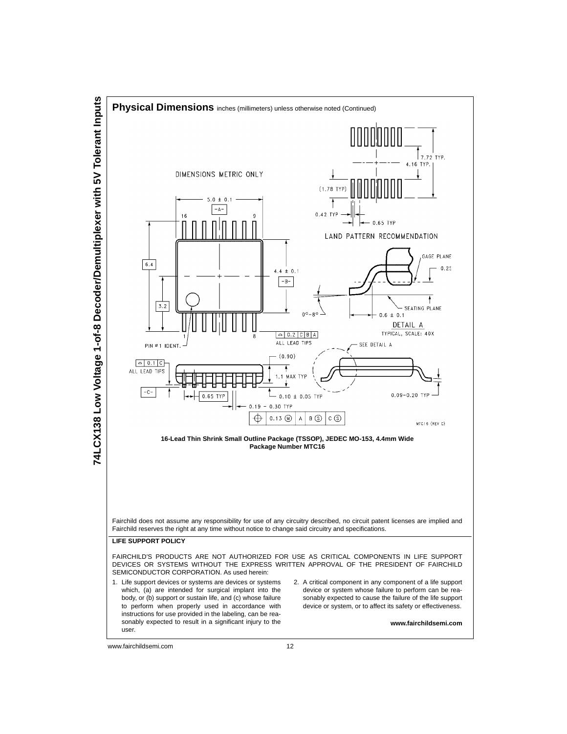## Physical Dimensions inches (millimeters) unless otherwise noted (Continued)

DIMENSIONS METRIC ONLY

5.0 ± 0.1
-A-
16
9
6.4
4.4 ± 0.1
-B-
3.2
1
8
PIN #1 IDENT.
0.2 C B A
ALL LEAD TIPS

7.72 TYP.
4.16 TYP.
(1.78 TYP)
0.42 TYP
0.65 TYP
LAND PATTERN RECOMMENDATION

GAGE PLANE
0.25
SEATING PLANE
0°–8°
0.6 ± 0.1
DETAIL A
TYPICAL, SCALE: 40X

0.1 C
ALL LEAD TIPS
-C-
0.65 TYP
(0.90)
1.1 MAX TYP
0.10 ± 0.05 TYP
0.19 – 0.30 TYP
0.13 (M) A B (S) C (S)
SEE DETAIL A
0.09–0.20 TYP
MTC16 (REV C)

**16-Lead Thin Shrink Small Outline Package (TSSOP), JEDEC MO-153, 4.4mm Wide**
**Package Number MTC16**

Fairchild does not assume any responsibility for use of any circuitry described, no circuit patent licenses are implied and Fairchild reserves the right at any time without notice to change said circuitry and specifications.

**LIFE SUPPORT POLICY**

FAIRCHILD'S PRODUCTS ARE NOT AUTHORIZED FOR USE AS CRITICAL COMPONENTS IN LIFE SUPPORT DEVICES OR SYSTEMS WITHOUT THE EXPRESS WRITTEN APPROVAL OF THE PRESIDENT OF FAIRCHILD SEMICONDUCTOR CORPORATION. As used herein:

1. Life support devices or systems are devices or systems which, (a) are intended for surgical implant into the body, or (b) support or sustain life, and (c) whose failure to perform when properly used in accordance with instructions for use provided in the labeling, can be reasonably expected to result in a significant injury to the user.
2. A critical component in any component of a life support device or system whose failure to perform can be reasonably expected to cause the failure of the life support device or system, or to affect its safety or effectiveness.

**www.fairchildsemi.com**